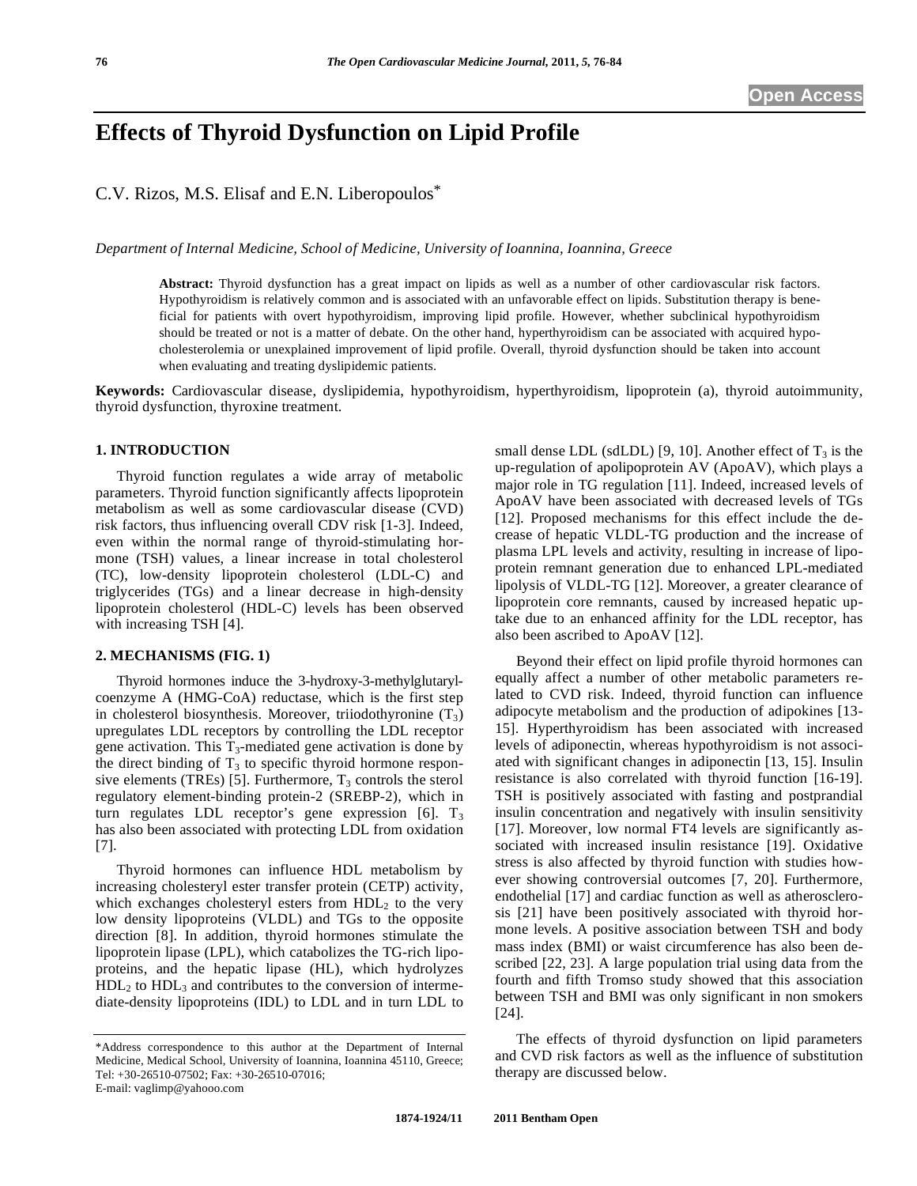Open Access

# Effects of Thyroid Dysfunction on Lipid Profile

C.V. Rizos, M.S. Elisaf and E.N. Liberopoulos*

*Department of Internal Medicine, School of Medicine, University of Ioannina, Ioannina, Greece*

**Abstract:** Thyroid dysfunction has a great impact on lipids as well as a number of other cardiovascular risk factors. Hypothyroidism is relatively common and is associated with an unfavorable effect on lipids. Substitution therapy is beneficial for patients with overt hypothyroidism, improving lipid profile. However, whether subclinical hypothyroidism should be treated or not is a matter of debate. On the other hand, hyperthyroidism can be associated with acquired hypocholesterolemia or unexplained improvement of lipid profile. Overall, thyroid dysfunction should be taken into account when evaluating and treating dyslipidemic patients.

**Keywords:** Cardiovascular disease, dyslipidemia, hypothyroidism, hyperthyroidism, lipoprotein (a), thyroid autoimmunity, thyroid dysfunction, thyroxine treatment.

## 1. INTRODUCTION

Thyroid function regulates a wide array of metabolic parameters. Thyroid function significantly affects lipoprotein metabolism as well as some cardiovascular disease (CVD) risk factors, thus influencing overall CDV risk [1-3]. Indeed, even within the normal range of thyroid-stimulating hormone (TSH) values, a linear increase in total cholesterol (TC), low-density lipoprotein cholesterol (LDL-C) and triglycerides (TGs) and a linear decrease in high-density lipoprotein cholesterol (HDL-C) levels has been observed with increasing TSH [4].

## 2. MECHANISMS (FIG. 1)

Thyroid hormones induce the 3-hydroxy-3-methylglutaryl-coenzyme A (HMG-CoA) reductase, which is the first step in cholesterol biosynthesis. Moreover, triiodothyronine ($T_3$) upregulates LDL receptors by controlling the LDL receptor gene activation. This $T_3$-mediated gene activation is done by the direct binding of $T_3$ to specific thyroid hormone responsive elements (TREs) [5]. Furthermore, $T_3$ controls the sterol regulatory element-binding protein-2 (SREBP-2), which in turn regulates LDL receptor's gene expression [6]. $T_3$ has also been associated with protecting LDL from oxidation [7].

Thyroid hormones can influence HDL metabolism by increasing cholesteryl ester transfer protein (CETP) activity, which exchanges cholesteryl esters from $HDL_2$ to the very low density lipoproteins (VLDL) and TGs to the opposite direction [8]. In addition, thyroid hormones stimulate the lipoprotein lipase (LPL), which catabolizes the TG-rich lipoproteins, and the hepatic lipase (HL), which hydrolyzes $HDL_2$ to $HDL_3$ and contributes to the conversion of intermediate-density lipoproteins (IDL) to LDL and in turn LDL to small dense LDL (sdLDL) [9, 10]. Another effect of $T_3$ is the up-regulation of apolipoprotein AV (ApoAV), which plays a major role in TG regulation [11]. Indeed, increased levels of ApoAV have been associated with decreased levels of TGs [12]. Proposed mechanisms for this effect include the decrease of hepatic VLDL-TG production and the increase of plasma LPL levels and activity, resulting in increase of lipoprotein remnant generation due to enhanced LPL-mediated lipolysis of VLDL-TG [12]. Moreover, a greater clearance of lipoprotein core remnants, caused by increased hepatic uptake due to an enhanced affinity for the LDL receptor, has also been ascribed to ApoAV [12].

Beyond their effect on lipid profile thyroid hormones can equally affect a number of other metabolic parameters related to CVD risk. Indeed, thyroid function can influence adipocyte metabolism and the production of adipokines [13-15]. Hyperthyroidism has been associated with increased levels of adiponectin, whereas hypothyroidism is not associated with significant changes in adiponectin [13, 15]. Insulin resistance is also correlated with thyroid function [16-19]. TSH is positively associated with fasting and postprandial insulin concentration and negatively with insulin sensitivity [17]. Moreover, low normal FT4 levels are significantly associated with increased insulin resistance [19]. Oxidative stress is also affected by thyroid function with studies however showing controversial outcomes [7, 20]. Furthermore, endothelial [17] and cardiac function as well as atherosclerosis [21] have been positively associated with thyroid hormone levels. A positive association between TSH and body mass index (BMI) or waist circumference has also been described [22, 23]. A large population trial using data from the fourth and fifth Tromso study showed that this association between TSH and BMI was only significant in non smokers [24].

The effects of thyroid dysfunction on lipid parameters and CVD risk factors as well as the influence of substitution therapy are discussed below.

*Address correspondence to this author at the Department of Internal Medicine, Medical School, University of Ioannina, Ioannina 45110, Greece; Tel: +30-26510-07502; Fax: +30-26510-07016; E-mail: vaglimp@yahooo.com

1874-1924/11 2011 Bentham Open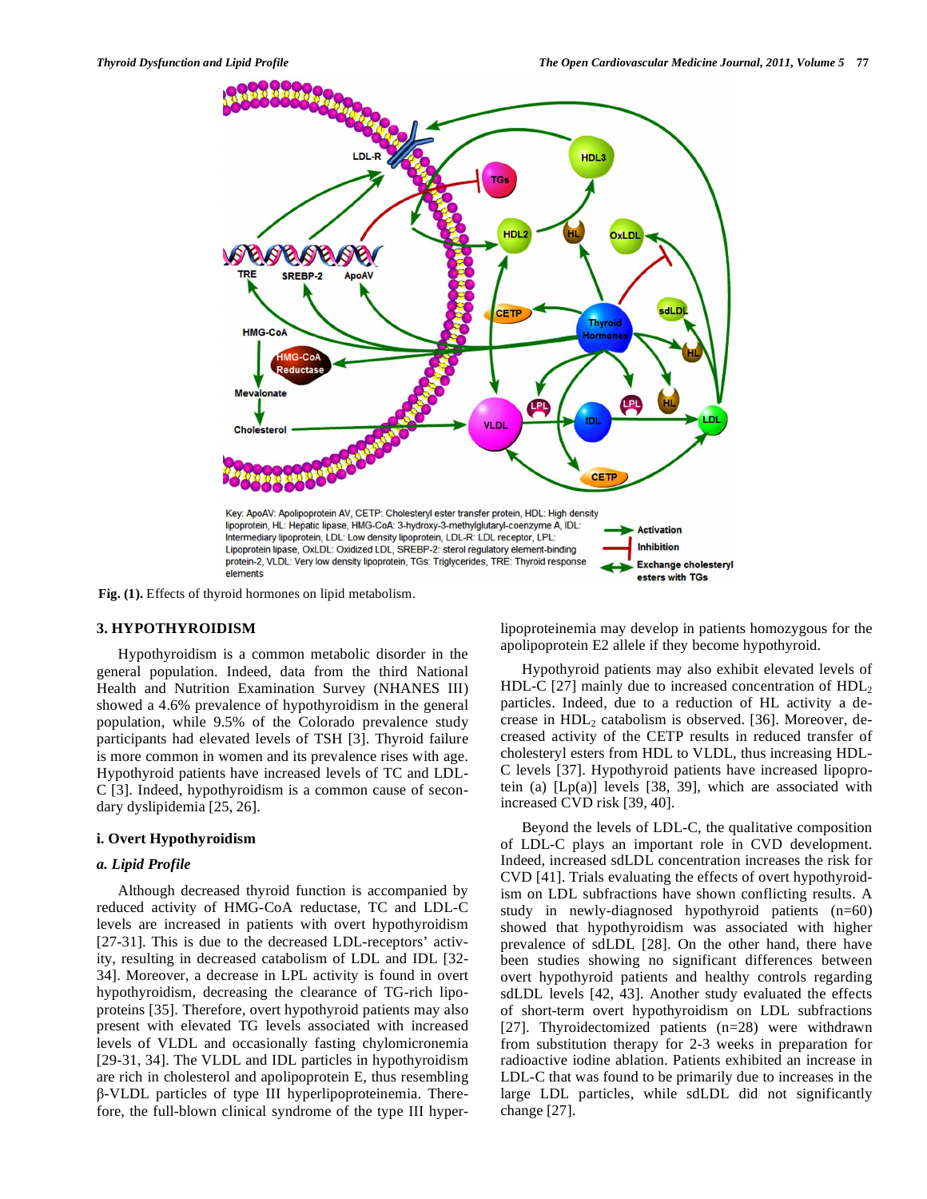Key: ApoAV: Apolipoprotein AV, CETP: Cholesteryl ester transfer protein, HDL: High density lipoprotein, HL: Hepatic lipase, HMG-CoA: 3-hydroxy-3-methylglutaryl-coenzyme A, IDL: Intermediary lipoprotein, LDL: Low density lipoprotein, LDL-R: LDL receptor, LPL: Lipoprotein lipase, OxLDL: Oxidized LDL, SREBP-2: sterol regulatory element-binding protein-2, VLDL: Very low density lipoprotein, TGs: Triglycerides, TRE: Thyroid response elements

**Fig. (1).** Effects of thyroid hormones on lipid metabolism.

## 3. HYPOTHYROIDISM

Hypothyroidism is a common metabolic disorder in the general population. Indeed, data from the third National Health and Nutrition Examination Survey (NHANES III) showed a 4.6% prevalence of hypothyroidism in the general population, while 9.5% of the Colorado prevalence study participants had elevated levels of TSH [3]. Thyroid failure is more common in women and its prevalence rises with age. Hypothyroid patients have increased levels of TC and LDL-C [3]. Indeed, hypothyroidism is a common cause of secondary dyslipidemia [25, 26].

### i. Overt Hypothyroidism

#### *a. Lipid Profile*

Although decreased thyroid function is accompanied by reduced activity of HMG-CoA reductase, TC and LDL-C levels are increased in patients with overt hypothyroidism [27-31]. This is due to the decreased LDL-receptors' activity, resulting in decreased catabolism of LDL and IDL [32-34]. Moreover, a decrease in LPL activity is found in overt hypothyroidism, decreasing the clearance of TG-rich lipoproteins [35]. Therefore, overt hypothyroid patients may also present with elevated TG levels associated with increased levels of VLDL and occasionally fasting chylomicronemia [29-31, 34]. The VLDL and IDL particles in hypothyroidism are rich in cholesterol and apolipoprotein E, thus resembling β-VLDL particles of type III hyperlipoproteinemia. Therefore, the full-blown clinical syndrome of the type III hyperlipoproteinemia may develop in patients homozygous for the apolipoprotein E2 allele if they become hypothyroid.

Hypothyroid patients may also exhibit elevated levels of HDL-C [27] mainly due to increased concentration of $HDL_2$ particles. Indeed, due to a reduction of HL activity a decrease in $HDL_2$ catabolism is observed. [36]. Moreover, decreased activity of the CETP results in reduced transfer of cholesteryl esters from HDL to VLDL, thus increasing HDL-C levels [37]. Hypothyroid patients have increased lipoprotein (a) [Lp(a)] levels [38, 39], which are associated with increased CVD risk [39, 40].

Beyond the levels of LDL-C, the qualitative composition of LDL-C plays an important role in CVD development. Indeed, increased sdLDL concentration increases the risk for CVD [41]. Trials evaluating the effects of overt hypothyroidism on LDL subfractions have shown conflicting results. A study in newly-diagnosed hypothyroid patients (n=60) showed that hypothyroidism was associated with higher prevalence of sdLDL [28]. On the other hand, there have been studies showing no significant differences between overt hypothyroid patients and healthy controls regarding sdLDL levels [42, 43]. Another study evaluated the effects of short-term overt hypothyroidism on LDL subfractions [27]. Thyroidectomized patients (n=28) were withdrawn from substitution therapy for 2-3 weeks in preparation for radioactive iodine ablation. Patients exhibited an increase in LDL-C that was found to be primarily due to increases in the large LDL particles, while sdLDL did not significantly change [27].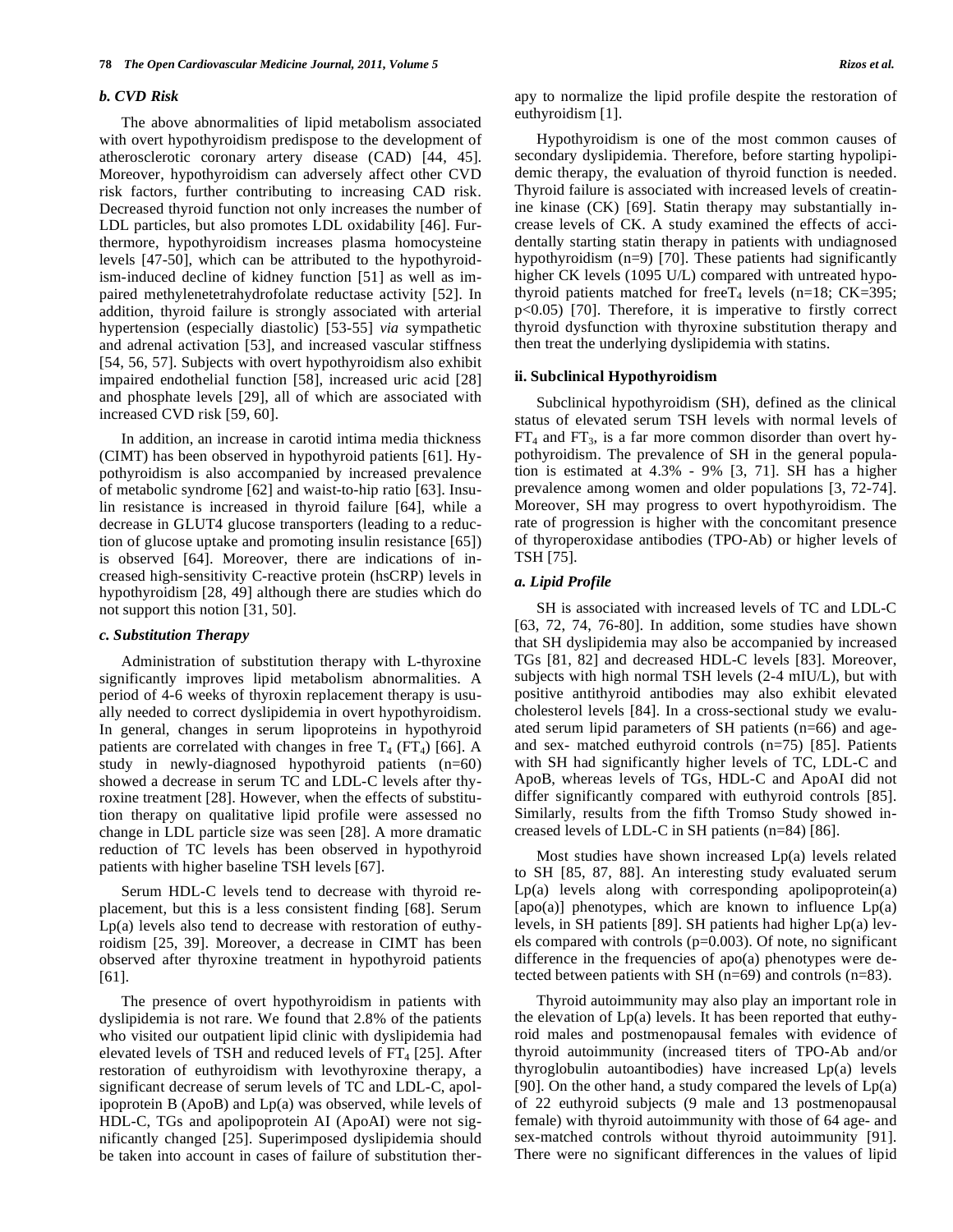### b. CVD Risk

The above abnormalities of lipid metabolism associated with overt hypothyroidism predispose to the development of atherosclerotic coronary artery disease (CAD) [44, 45]. Moreover, hypothyroidism can adversely affect other CVD risk factors, further contributing to increasing CAD risk. Decreased thyroid function not only increases the number of LDL particles, but also promotes LDL oxidability [46]. Furthermore, hypothyroidism increases plasma homocysteine levels [47-50], which can be attributed to the hypothyroidism-induced decline of kidney function [51] as well as impaired methylenetetrahydrofolate reductase activity [52]. In addition, thyroid failure is strongly associated with arterial hypertension (especially diastolic) [53-55] *via* sympathetic and adrenal activation [53], and increased vascular stiffness [54, 56, 57]. Subjects with overt hypothyroidism also exhibit impaired endothelial function [58], increased uric acid [28] and phosphate levels [29], all of which are associated with increased CVD risk [59, 60].

In addition, an increase in carotid intima media thickness (CIMT) has been observed in hypothyroid patients [61]. Hypothyroidism is also accompanied by increased prevalence of metabolic syndrome [62] and waist-to-hip ratio [63]. Insulin resistance is increased in thyroid failure [64], while a decrease in GLUT4 glucose transporters (leading to a reduction of glucose uptake and promoting insulin resistance [65]) is observed [64]. Moreover, there are indications of increased high-sensitivity C-reactive protein (hsCRP) levels in hypothyroidism [28, 49] although there are studies which do not support this notion [31, 50].

### c. Substitution Therapy

Administration of substitution therapy with L-thyroxine significantly improves lipid metabolism abnormalities. A period of 4-6 weeks of thyroxin replacement therapy is usually needed to correct dyslipidemia in overt hypothyroidism. In general, changes in serum lipoproteins in hypothyroid patients are correlated with changes in free $T_4$ ($FT_4$) [66]. A study in newly-diagnosed hypothyroid patients (n=60) showed a decrease in serum TC and LDL-C levels after thyroxine treatment [28]. However, when the effects of substitution therapy on qualitative lipid profile were assessed no change in LDL particle size was seen [28]. A more dramatic reduction of TC levels has been observed in hypothyroid patients with higher baseline TSH levels [67].

Serum HDL-C levels tend to decrease with thyroid replacement, but this is a less consistent finding [68]. Serum Lp(a) levels also tend to decrease with restoration of euthyroidism [25, 39]. Moreover, a decrease in CIMT has been observed after thyroxine treatment in hypothyroid patients [61].

The presence of overt hypothyroidism in patients with dyslipidemia is not rare. We found that 2.8% of the patients who visited our outpatient lipid clinic with dyslipidemia had elevated levels of TSH and reduced levels of $FT_4$ [25]. After restoration of euthyroidism with levothyroxine therapy, a significant decrease of serum levels of TC and LDL-C, apolipoprotein B (ApoB) and Lp(a) was observed, while levels of HDL-C, TGs and apolipoprotein AI (ApoAI) were not significantly changed [25]. Superimposed dyslipidemia should be taken into account in cases of failure of substitution therapy to normalize the lipid profile despite the restoration of euthyroidism [1].

Hypothyroidism is one of the most common causes of secondary dyslipidemia. Therefore, before starting hypolipidemic therapy, the evaluation of thyroid function is needed. Thyroid failure is associated with increased levels of creatinine kinase (CK) [69]. Statin therapy may substantially increase levels of CK. A study examined the effects of accidentally starting statin therapy in patients with undiagnosed hypothyroidism (n=9) [70]. These patients had significantly higher CK levels (1095 U/L) compared with untreated hypothyroid patients matched for free$T_4$ levels (n=18; CK=395; $p<0.05$) [70]. Therefore, it is imperative to firstly correct thyroid dysfunction with thyroxine substitution therapy and then treat the underlying dyslipidemia with statins.

## ii. Subclinical Hypothyroidism

Subclinical hypothyroidism (SH), defined as the clinical status of elevated serum TSH levels with normal levels of $FT_4$ and $FT_3$, is a far more common disorder than overt hypothyroidism. The prevalence of SH in the general population is estimated at 4.3% - 9% [3, 71]. SH has a higher prevalence among women and older populations [3, 72-74]. Moreover, SH may progress to overt hypothyroidism. The rate of progression is higher with the concomitant presence of thyroperoxidase antibodies (TPO-Ab) or higher levels of TSH [75].

### a. Lipid Profile

SH is associated with increased levels of TC and LDL-C [63, 72, 74, 76-80]. In addition, some studies have shown that SH dyslipidemia may also be accompanied by increased TGs [81, 82] and decreased HDL-C levels [83]. Moreover, subjects with high normal TSH levels (2-4 mIU/L), but with positive antithyroid antibodies may also exhibit elevated cholesterol levels [84]. In a cross-sectional study we evaluated serum lipid parameters of SH patients (n=66) and age- and sex- matched euthyroid controls (n=75) [85]. Patients with SH had significantly higher levels of TC, LDL-C and ApoB, whereas levels of TGs, HDL-C and ApoAI did not differ significantly compared with euthyroid controls [85]. Similarly, results from the fifth Tromso Study showed increased levels of LDL-C in SH patients (n=84) [86].

Most studies have shown increased Lp(a) levels related to SH [85, 87, 88]. An interesting study evaluated serum Lp(a) levels along with corresponding apolipoprotein(a) [apo(a)] phenotypes, which are known to influence Lp(a) levels, in SH patients [89]. SH patients had higher Lp(a) levels compared with controls (p=0.003). Of note, no significant difference in the frequencies of apo(a) phenotypes were detected between patients with SH (n=69) and controls (n=83).

Thyroid autoimmunity may also play an important role in the elevation of Lp(a) levels. It has been reported that euthyroid males and postmenopausal females with evidence of thyroid autoimmunity (increased titers of TPO-Ab and/or thyroglobulin autoantibodies) have increased Lp(a) levels [90]. On the other hand, a study compared the levels of Lp(a) of 22 euthyroid subjects (9 male and 13 postmenopausal female) with thyroid autoimmunity with those of 64 age- and sex-matched controls without thyroid autoimmunity [91]. There were no significant differences in the values of lipid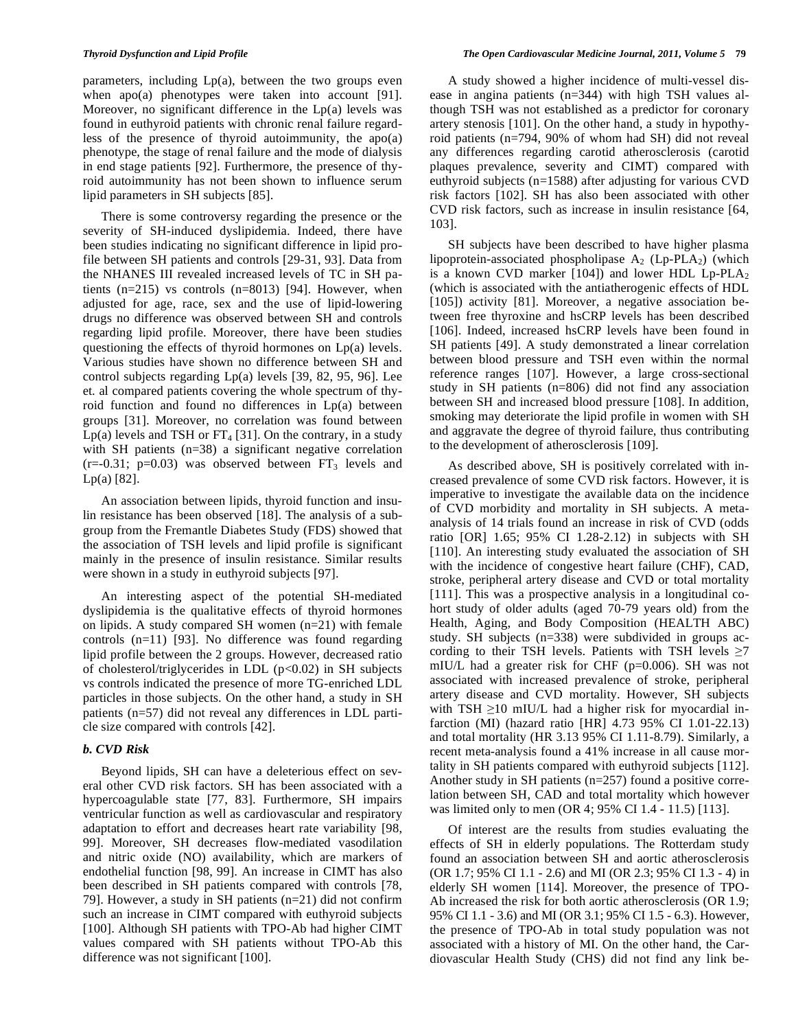parameters, including Lp(a), between the two groups even when apo(a) phenotypes were taken into account [91]. Moreover, no significant difference in the Lp(a) levels was found in euthyroid patients with chronic renal failure regardless of the presence of thyroid autoimmunity, the apo(a) phenotype, the stage of renal failure and the mode of dialysis in end stage patients [92]. Furthermore, the presence of thyroid autoimmunity has not been shown to influence serum lipid parameters in SH subjects [85].

There is some controversy regarding the presence or the severity of SH-induced dyslipidemia. Indeed, there have been studies indicating no significant difference in lipid profile between SH patients and controls [29-31, 93]. Data from the NHANES III revealed increased levels of TC in SH patients (n=215) vs controls (n=8013) [94]. However, when adjusted for age, race, sex and the use of lipid-lowering drugs no difference was observed between SH and controls regarding lipid profile. Moreover, there have been studies questioning the effects of thyroid hormones on Lp(a) levels. Various studies have shown no difference between SH and control subjects regarding Lp(a) levels [39, 82, 95, 96]. Lee et. al compared patients covering the whole spectrum of thyroid function and found no differences in Lp(a) between groups [31]. Moreover, no correlation was found between Lp(a) levels and TSH or $FT_4$ [31]. On the contrary, in a study with SH patients (n=38) a significant negative correlation ($r=-0.31$; $p=0.03$) was observed between $FT_3$ levels and Lp(a) [82].

An association between lipids, thyroid function and insulin resistance has been observed [18]. The analysis of a subgroup from the Fremantle Diabetes Study (FDS) showed that the association of TSH levels and lipid profile is significant mainly in the presence of insulin resistance. Similar results were shown in a study in euthyroid subjects [97].

An interesting aspect of the potential SH-mediated dyslipidemia is the qualitative effects of thyroid hormones on lipids. A study compared SH women (n=21) with female controls (n=11) [93]. No difference was found regarding lipid profile between the 2 groups. However, decreased ratio of cholesterol/triglycerides in LDL ($p<0.02$) in SH subjects vs controls indicated the presence of more TG-enriched LDL particles in those subjects. On the other hand, a study in SH patients (n=57) did not reveal any differences in LDL particle size compared with controls [42].

### *b. CVD Risk*

Beyond lipids, SH can have a deleterious effect on several other CVD risk factors. SH has been associated with a hypercoagulable state [77, 83]. Furthermore, SH impairs ventricular function as well as cardiovascular and respiratory adaptation to effort and decreases heart rate variability [98, 99]. Moreover, SH decreases flow-mediated vasodilation and nitric oxide (NO) availability, which are markers of endothelial function [98, 99]. An increase in CIMT has also been described in SH patients compared with controls [78, 79]. However, a study in SH patients (n=21) did not confirm such an increase in CIMT compared with euthyroid subjects [100]. Although SH patients with TPO-Ab had higher CIMT values compared with SH patients without TPO-Ab this difference was not significant [100].

A study showed a higher incidence of multi-vessel disease in angina patients (n=344) with high TSH values although TSH was not established as a predictor for coronary artery stenosis [101]. On the other hand, a study in hypothyroid patients (n=794, 90% of whom had SH) did not reveal any differences regarding carotid atherosclerosis (carotid plaques prevalence, severity and CIMT) compared with euthyroid subjects (n=1588) after adjusting for various CVD risk factors [102]. SH has also been associated with other CVD risk factors, such as increase in insulin resistance [64, 103].

SH subjects have been described to have higher plasma lipoprotein-associated phospholipase $A_2$ (Lp-$PLA_2$) (which is a known CVD marker [104]) and lower HDL Lp-$PLA_2$ (which is associated with the antiatherogenic effects of HDL [105]) activity [81]. Moreover, a negative association between free thyroxine and hsCRP levels has been described [106]. Indeed, increased hsCRP levels have been found in SH patients [49]. A study demonstrated a linear correlation between blood pressure and TSH even within the normal reference ranges [107]. However, a large cross-sectional study in SH patients (n=806) did not find any association between SH and increased blood pressure [108]. In addition, smoking may deteriorate the lipid profile in women with SH and aggravate the degree of thyroid failure, thus contributing to the development of atherosclerosis [109].

As described above, SH is positively correlated with increased prevalence of some CVD risk factors. However, it is imperative to investigate the available data on the incidence of CVD morbidity and mortality in SH subjects. A meta-analysis of 14 trials found an increase in risk of CVD (odds ratio [OR] 1.65; 95% CI 1.28-2.12) in subjects with SH [110]. An interesting study evaluated the association of SH with the incidence of congestive heart failure (CHF), CAD, stroke, peripheral artery disease and CVD or total mortality [111]. This was a prospective analysis in a longitudinal cohort study of older adults (aged 70-79 years old) from the Health, Aging, and Body Composition (HEALTH ABC) study. SH subjects (n=338) were subdivided in groups according to their TSH levels. Patients with TSH levels $\geq$7 mIU/L had a greater risk for CHF ($p=0.006$). SH was not associated with increased prevalence of stroke, peripheral artery disease and CVD mortality. However, SH subjects with TSH $\geq$10 mIU/L had a higher risk for myocardial infarction (MI) (hazard ratio [HR] 4.73 95% CI 1.01-22.13) and total mortality (HR 3.13 95% CI 1.11-8.79). Similarly, a recent meta-analysis found a 41% increase in all cause mortality in SH patients compared with euthyroid subjects [112]. Another study in SH patients (n=257) found a positive correlation between SH, CAD and total mortality which however was limited only to men (OR 4; 95% CI 1.4 - 11.5) [113].

Of interest are the results from studies evaluating the effects of SH in elderly populations. The Rotterdam study found an association between SH and aortic atherosclerosis (OR 1.7; 95% CI 1.1 - 2.6) and MI (OR 2.3; 95% CI 1.3 - 4) in elderly SH women [114]. Moreover, the presence of TPO-Ab increased the risk for both aortic atherosclerosis (OR 1.9; 95% CI 1.1 - 3.6) and MI (OR 3.1; 95% CI 1.5 - 6.3). However, the presence of TPO-Ab in total study population was not associated with a history of MI. On the other hand, the Cardiovascular Health Study (CHS) did not find any link be-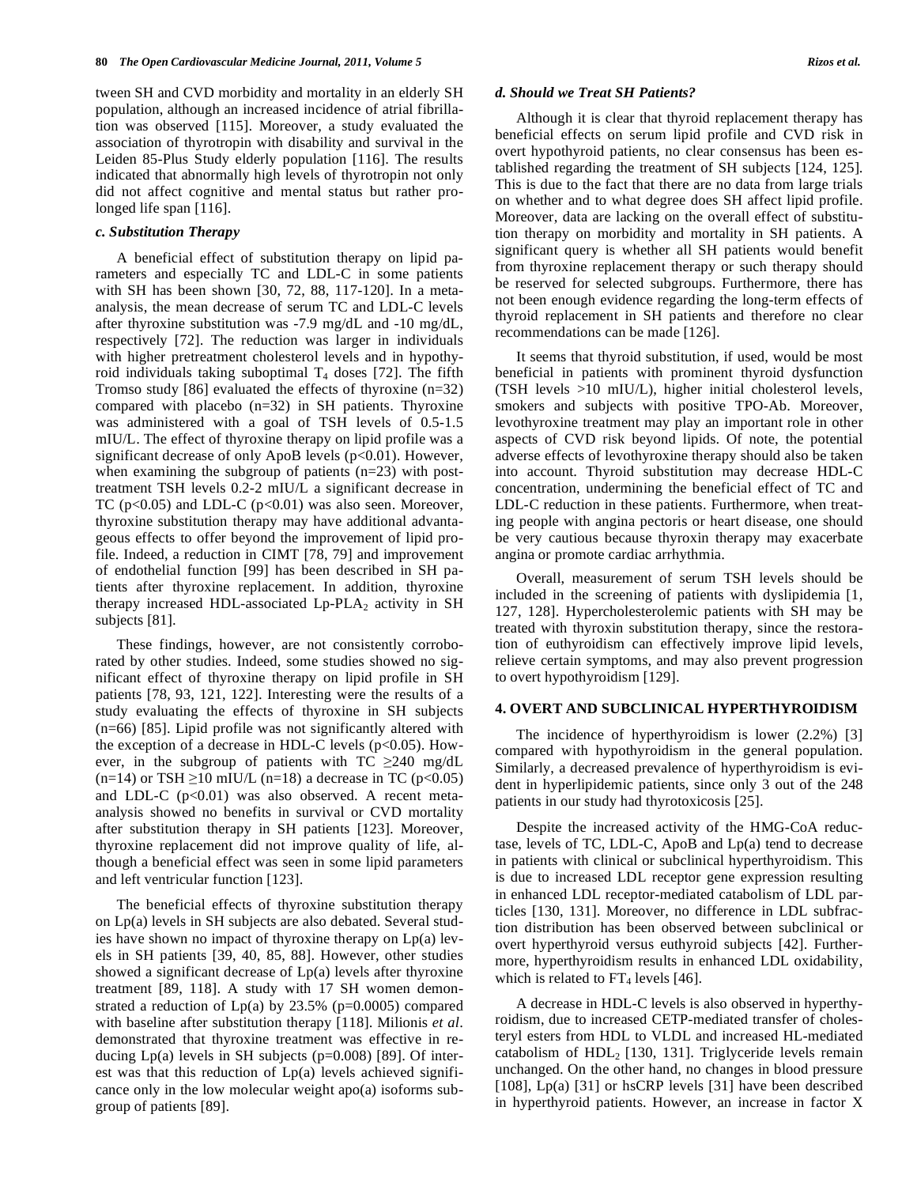tween SH and CVD morbidity and mortality in an elderly SH population, although an increased incidence of atrial fibrillation was observed [115]. Moreover, a study evaluated the association of thyrotropin with disability and survival in the Leiden 85-Plus Study elderly population [116]. The results indicated that abnormally high levels of thyrotropin not only did not affect cognitive and mental status but rather prolonged life span [116].

### *c. Substitution Therapy*

A beneficial effect of substitution therapy on lipid parameters and especially TC and LDL-C in some patients with SH has been shown [30, 72, 88, 117-120]. In a meta-analysis, the mean decrease of serum TC and LDL-C levels after thyroxine substitution was -7.9 mg/dL and -10 mg/dL, respectively [72]. The reduction was larger in individuals with higher pretreatment cholesterol levels and in hypothyroid individuals taking suboptimal $T_4$ doses [72]. The fifth Tromso study [86] evaluated the effects of thyroxine (n=32) compared with placebo (n=32) in SH patients. Thyroxine was administered with a goal of TSH levels of 0.5-1.5 mIU/L. The effect of thyroxine therapy on lipid profile was a significant decrease of only ApoB levels ($p<0.01$). However, when examining the subgroup of patients (n=23) with post-treatment TSH levels 0.2-2 mIU/L a significant decrease in TC ($p<0.05$) and LDL-C ($p<0.01$) was also seen. Moreover, thyroxine substitution therapy may have additional advantageous effects to offer beyond the improvement of lipid profile. Indeed, a reduction in CIMT [78, 79] and improvement of endothelial function [99] has been described in SH patients after thyroxine replacement. In addition, thyroxine therapy increased HDL-associated Lp-$PLA_2$ activity in SH subjects [81].

These findings, however, are not consistently corroborated by other studies. Indeed, some studies showed no significant effect of thyroxine therapy on lipid profile in SH patients [78, 93, 121, 122]. Interesting were the results of a study evaluating the effects of thyroxine in SH subjects (n=66) [85]. Lipid profile was not significantly altered with the exception of a decrease in HDL-C levels ($p<0.05$). However, in the subgroup of patients with TC $\geq$240 mg/dL (n=14) or TSH $\geq$10 mIU/L (n=18) a decrease in TC ($p<0.05$) and LDL-C ($p<0.01$) was also observed. A recent meta-analysis showed no benefits in survival or CVD mortality after substitution therapy in SH patients [123]. Moreover, thyroxine replacement did not improve quality of life, although a beneficial effect was seen in some lipid parameters and left ventricular function [123].

The beneficial effects of thyroxine substitution therapy on Lp(a) levels in SH subjects are also debated. Several studies have shown no impact of thyroxine therapy on Lp(a) levels in SH patients [39, 40, 85, 88]. However, other studies showed a significant decrease of Lp(a) levels after thyroxine treatment [89, 118]. A study with 17 SH women demonstrated a reduction of Lp(a) by 23.5% ($p=0.0005$) compared with baseline after substitution therapy [118]. Milionis *et al*. demonstrated that thyroxine treatment was effective in reducing Lp(a) levels in SH subjects ($p=0.008$) [89]. Of interest was that this reduction of Lp(a) levels achieved significance only in the low molecular weight apo(a) isoforms subgroup of patients [89].

### *d. Should we Treat SH Patients?*

Although it is clear that thyroid replacement therapy has beneficial effects on serum lipid profile and CVD risk in overt hypothyroid patients, no clear consensus has been established regarding the treatment of SH subjects [124, 125]. This is due to the fact that there are no data from large trials on whether and to what degree does SH affect lipid profile. Moreover, data are lacking on the overall effect of substitution therapy on morbidity and mortality in SH patients. A significant query is whether all SH patients would benefit from thyroxine replacement therapy or such therapy should be reserved for selected subgroups. Furthermore, there has not been enough evidence regarding the long-term effects of thyroid replacement in SH patients and therefore no clear recommendations can be made [126].

It seems that thyroid substitution, if used, would be most beneficial in patients with prominent thyroid dysfunction (TSH levels >10 mIU/L), higher initial cholesterol levels, smokers and subjects with positive TPO-Ab. Moreover, levothyroxine treatment may play an important role in other aspects of CVD risk beyond lipids. Of note, the potential adverse effects of levothyroxine therapy should also be taken into account. Thyroid substitution may decrease HDL-C concentration, undermining the beneficial effect of TC and LDL-C reduction in these patients. Furthermore, when treating people with angina pectoris or heart disease, one should be very cautious because thyroxin therapy may exacerbate angina or promote cardiac arrhythmia.

Overall, measurement of serum TSH levels should be included in the screening of patients with dyslipidemia [1, 127, 128]. Hypercholesterolemic patients with SH may be treated with thyroxin substitution therapy, since the restoration of euthyroidism can effectively improve lipid levels, relieve certain symptoms, and may also prevent progression to overt hypothyroidism [129].

## 4. OVERT AND SUBCLINICAL HYPERTHYROIDISM

The incidence of hyperthyroidism is lower (2.2%) [3] compared with hypothyroidism in the general population. Similarly, a decreased prevalence of hyperthyroidism is evident in hyperlipidemic patients, since only 3 out of the 248 patients in our study had thyrotoxicosis [25].

Despite the increased activity of the HMG-CoA reductase, levels of TC, LDL-C, ApoB and Lp(a) tend to decrease in patients with clinical or subclinical hyperthyroidism. This is due to increased LDL receptor gene expression resulting in enhanced LDL receptor-mediated catabolism of LDL particles [130, 131]. Moreover, no difference in LDL subfraction distribution has been observed between subclinical or overt hyperthyroid versus euthyroid subjects [42]. Furthermore, hyperthyroidism results in enhanced LDL oxidability, which is related to $FT_4$ levels [46].

A decrease in HDL-C levels is also observed in hyperthyroidism, due to increased CETP-mediated transfer of cholesteryl esters from HDL to VLDL and increased HL-mediated catabolism of $HDL_2$ [130, 131]. Triglyceride levels remain unchanged. On the other hand, no changes in blood pressure [108], Lp(a) [31] or hsCRP levels [31] have been described in hyperthyroid patients. However, an increase in factor X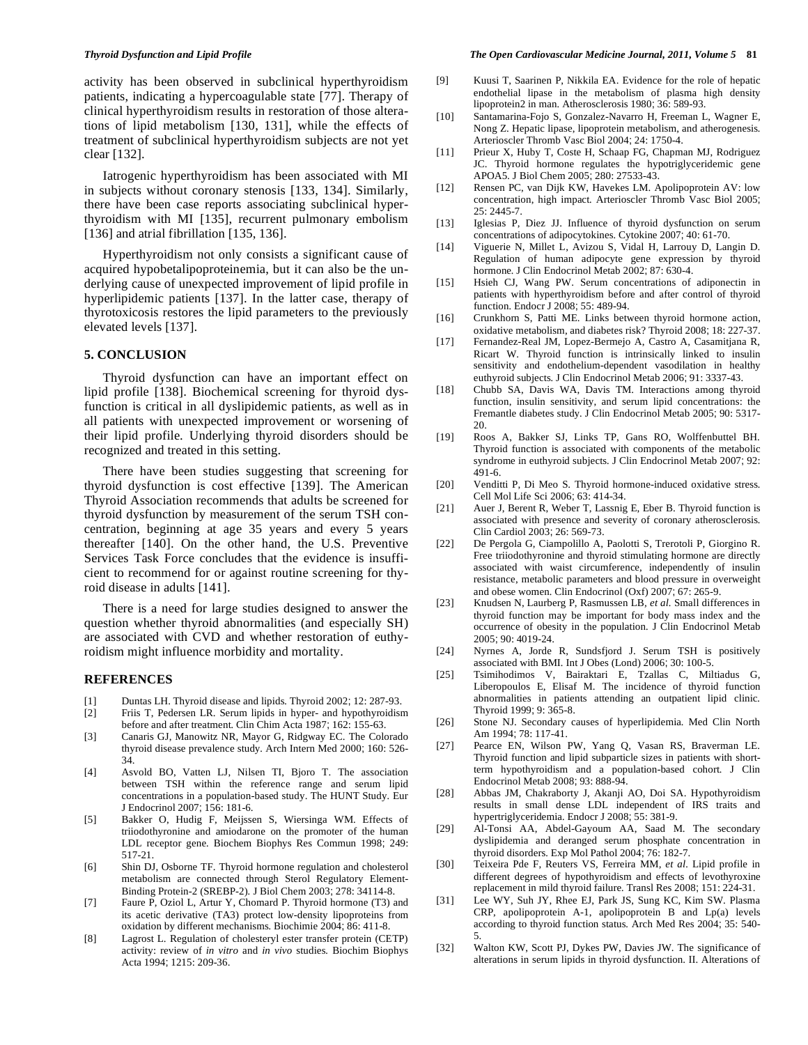activity has been observed in subclinical hyperthyroidism patients, indicating a hypercoagulable state [77]. Therapy of clinical hyperthyroidism results in restoration of those alterations of lipid metabolism [130, 131], while the effects of treatment of subclinical hyperthyroidism subjects are not yet clear [132].

Iatrogenic hyperthyroidism has been associated with MI in subjects without coronary stenosis [133, 134]. Similarly, there have been case reports associating subclinical hyperthyroidism with MI [135], recurrent pulmonary embolism [136] and atrial fibrillation [135, 136].

Hyperthyroidism not only consists a significant cause of acquired hypobetalipoproteinemia, but it can also be the underlying cause of unexpected improvement of lipid profile in hyperlipidemic patients [137]. In the latter case, therapy of thyrotoxicosis restores the lipid parameters to the previously elevated levels [137].

## 5. CONCLUSION

Thyroid dysfunction can have an important effect on lipid profile [138]. Biochemical screening for thyroid dysfunction is critical in all dyslipidemic patients, as well as in all patients with unexpected improvement or worsening of their lipid profile. Underlying thyroid disorders should be recognized and treated in this setting.

There have been studies suggesting that screening for thyroid dysfunction is cost effective [139]. The American Thyroid Association recommends that adults be screened for thyroid dysfunction by measurement of the serum TSH concentration, beginning at age 35 years and every 5 years thereafter [140]. On the other hand, the U.S. Preventive Services Task Force concludes that the evidence is insufficient to recommend for or against routine screening for thyroid disease in adults [141].

There is a need for large studies designed to answer the question whether thyroid abnormalities (and especially SH) are associated with CVD and whether restoration of euthyroidism might influence morbidity and mortality.

## REFERENCES

[1] Duntas LH. Thyroid disease and lipids. Thyroid 2002; 12: 287-93.

[2] Friis T, Pedersen LR. Serum lipids in hyper- and hypothyroidism before and after treatment. Clin Chim Acta 1987; 162: 155-63.

[3] Canaris GJ, Manowitz NR, Mayor G, Ridgway EC. The Colorado thyroid disease prevalence study. Arch Intern Med 2000; 160: 526-34.

[4] Asvold BO, Vatten LJ, Nilsen TI, Bjoro T. The association between TSH within the reference range and serum lipid concentrations in a population-based study. The HUNT Study. Eur J Endocrinol 2007; 156: 181-6.

[5] Bakker O, Hudig F, Meijssen S, Wiersinga WM. Effects of triiodothyronine and amiodarone on the promoter of the human LDL receptor gene. Biochem Biophys Res Commun 1998; 249: 517-21.

[6] Shin DJ, Osborne TF. Thyroid hormone regulation and cholesterol metabolism are connected through Sterol Regulatory Element-Binding Protein-2 (SREBP-2). J Biol Chem 2003; 278: 34114-8.

[7] Faure P, Oziol L, Artur Y, Chomard P. Thyroid hormone (T3) and its acetic derivative (TA3) protect low-density lipoproteins from oxidation by different mechanisms. Biochimie 2004; 86: 411-8.

[8] Lagrost L. Regulation of cholesteryl ester transfer protein (CETP) activity: review of *in vitro* and *in vivo* studies. Biochim Biophys Acta 1994; 1215: 209-36.

[9] Kuusi T, Saarinen P, Nikkila EA. Evidence for the role of hepatic endothelial lipase in the metabolism of plasma high density lipoprotein2 in man. Atherosclerosis 1980; 36: 589-93.

[10] Santamarina-Fojo S, Gonzalez-Navarro H, Freeman L, Wagner E, Nong Z. Hepatic lipase, lipoprotein metabolism, and atherogenesis. Arterioscler Thromb Vasc Biol 2004; 24: 1750-4.

[11] Prieur X, Huby T, Coste H, Schaap FG, Chapman MJ, Rodriguez JC. Thyroid hormone regulates the hypotriglyceridemic gene APOA5. J Biol Chem 2005; 280: 27533-43.

[12] Rensen PC, van Dijk KW, Havekes LM. Apolipoprotein AV: low concentration, high impact. Arterioscler Thromb Vasc Biol 2005; 25: 2445-7.

[13] Iglesias P, Diez JJ. Influence of thyroid dysfunction on serum concentrations of adipocytokines. Cytokine 2007; 40: 61-70.

[14] Viguerie N, Millet L, Avizou S, Vidal H, Larrouy D, Langin D. Regulation of human adipocyte gene expression by thyroid hormone. J Clin Endocrinol Metab 2002; 87: 630-4.

[15] Hsieh CJ, Wang PW. Serum concentrations of adiponectin in patients with hyperthyroidism before and after control of thyroid function. Endocr J 2008; 55: 489-94.

[16] Crunkhorn S, Patti ME. Links between thyroid hormone action, oxidative metabolism, and diabetes risk? Thyroid 2008; 18: 227-37.

[17] Fernandez-Real JM, Lopez-Bermejo A, Castro A, Casamitjana R, Ricart W. Thyroid function is intrinsically linked to insulin sensitivity and endothelium-dependent vasodilation in healthy euthyroid subjects. J Clin Endocrinol Metab 2006; 91: 3337-43.

[18] Chubb SA, Davis WA, Davis TM. Interactions among thyroid function, insulin sensitivity, and serum lipid concentrations: the Fremantle diabetes study. J Clin Endocrinol Metab 2005; 90: 5317-20.

[19] Roos A, Bakker SJ, Links TP, Gans RO, Wolffenbuttel BH. Thyroid function is associated with components of the metabolic syndrome in euthyroid subjects. J Clin Endocrinol Metab 2007; 92: 491-6.

[20] Venditti P, Di Meo S. Thyroid hormone-induced oxidative stress. Cell Mol Life Sci 2006; 63: 414-34.

[21] Auer J, Berent R, Weber T, Lassnig E, Eber B. Thyroid function is associated with presence and severity of coronary atherosclerosis. Clin Cardiol 2003; 26: 569-73.

[22] De Pergola G, Ciampolillo A, Paolotti S, Trerotoli P, Giorgino R. Free triiodothyronine and thyroid stimulating hormone are directly associated with waist circumference, independently of insulin resistance, metabolic parameters and blood pressure in overweight and obese women. Clin Endocrinol (Oxf) 2007; 67: 265-9.

[23] Knudsen N, Laurberg P, Rasmussen LB, *et al.* Small differences in thyroid function may be important for body mass index and the occurrence of obesity in the population. J Clin Endocrinol Metab 2005; 90: 4019-24.

[24] Nyrnes A, Jorde R, Sundsfjord J. Serum TSH is positively associated with BMI. Int J Obes (Lond) 2006; 30: 100-5.

[25] Tsimihodimos V, Bairaktari E, Tzallas C, Miltiadus G, Liberopoulos E, Elisaf M. The incidence of thyroid function abnormalities in patients attending an outpatient lipid clinic. Thyroid 1999; 9: 365-8.

[26] Stone NJ. Secondary causes of hyperlipidemia. Med Clin North Am 1994; 78: 117-41.

[27] Pearce EN, Wilson PW, Yang Q, Vasan RS, Braverman LE. Thyroid function and lipid subparticle sizes in patients with short-term hypothyroidism and a population-based cohort. J Clin Endocrinol Metab 2008; 93: 888-94.

[28] Abbas JM, Chakraborty J, Akanji AO, Doi SA. Hypothyroidism results in small dense LDL independent of IRS traits and hypertriglyceridemia. Endocr J 2008; 55: 381-9.

[29] Al-Tonsi AA, Abdel-Gayoum AA, Saad M. The secondary dyslipidemia and deranged serum phosphate concentration in thyroid disorders. Exp Mol Pathol 2004; 76: 182-7.

[30] Teixeira Pde F, Reuters VS, Ferreira MM, *et al.* Lipid profile in different degrees of hypothyroidism and effects of levothyroxine replacement in mild thyroid failure. Transl Res 2008; 151: 224-31.

[31] Lee WY, Suh JY, Rhee EJ, Park JS, Sung KC, Kim SW. Plasma CRP, apolipoprotein A-1, apolipoprotein B and Lp(a) levels according to thyroid function status. Arch Med Res 2004; 35: 540-5.

[32] Walton KW, Scott PJ, Dykes PW, Davies JW. The significance of alterations in serum lipids in thyroid dysfunction. II. Alterations of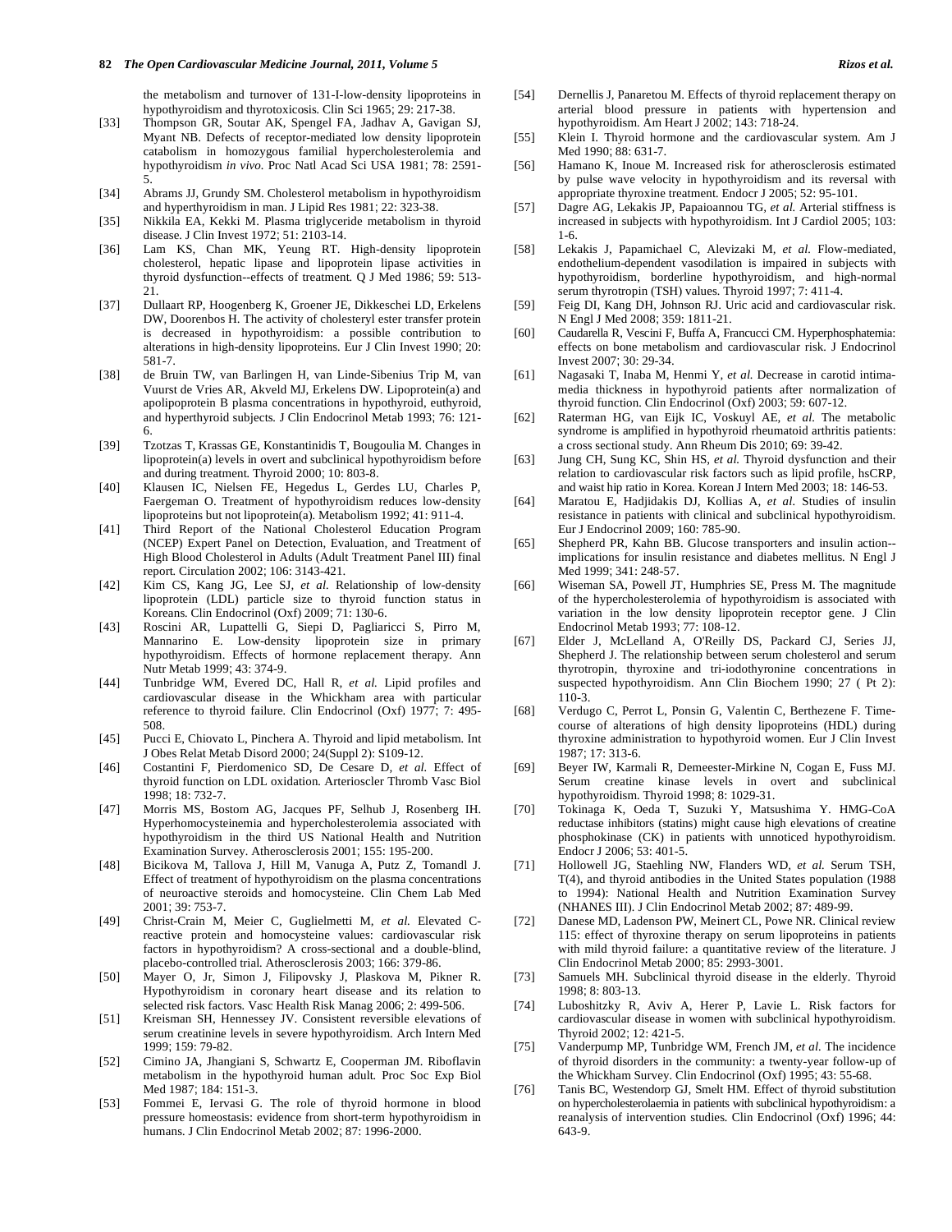the metabolism and turnover of 131-I-low-density lipoproteins in hypothyroidism and thyrotoxicosis. Clin Sci 1965; 29: 217-38.

[33] Thompson GR, Soutar AK, Spengel FA, Jadhav A, Gavigan SJ, Myant NB. Defects of receptor-mediated low density lipoprotein catabolism in homozygous familial hypercholesterolemia and hypothyroidism *in vivo*. Proc Natl Acad Sci USA 1981; 78: 2591-5.

[34] Abrams JJ, Grundy SM. Cholesterol metabolism in hypothyroidism and hyperthyroidism in man. J Lipid Res 1981; 22: 323-38.

[35] Nikkila EA, Kekki M. Plasma triglyceride metabolism in thyroid disease. J Clin Invest 1972; 51: 2103-14.

[36] Lam KS, Chan MK, Yeung RT. High-density lipoprotein cholesterol, hepatic lipase and lipoprotein lipase activities in thyroid dysfunction--effects of treatment. Q J Med 1986; 59: 513-21.

[37] Dullaart RP, Hoogenberg K, Groener JE, Dikkeschei LD, Erkelens DW, Doorenbos H. The activity of cholesteryl ester transfer protein is decreased in hypothyroidism: a possible contribution to alterations in high-density lipoproteins. Eur J Clin Invest 1990; 20: 581-7.

[38] de Bruin TW, van Barlingen H, van Linde-Sibenius Trip M, van Vuurst de Vries AR, Akveld MJ, Erkelens DW. Lipoprotein(a) and apolipoprotein B plasma concentrations in hypothyroid, euthyroid, and hyperthyroid subjects. J Clin Endocrinol Metab 1993; 76: 121-6.

[39] Tzotzas T, Krassas GE, Konstantinidis T, Bougoulia M. Changes in lipoprotein(a) levels in overt and subclinical hypothyroidism before and during treatment. Thyroid 2000; 10: 803-8.

[40] Klausen IC, Nielsen FE, Hegedus L, Gerdes LU, Charles P, Faergeman O. Treatment of hypothyroidism reduces low-density lipoproteins but not lipoprotein(a). Metabolism 1992; 41: 911-4.

[41] Third Report of the National Cholesterol Education Program (NCEP) Expert Panel on Detection, Evaluation, and Treatment of High Blood Cholesterol in Adults (Adult Treatment Panel III) final report. Circulation 2002; 106: 3143-421.

[42] Kim CS, Kang JG, Lee SJ, *et al.* Relationship of low-density lipoprotein (LDL) particle size to thyroid function status in Koreans. Clin Endocrinol (Oxf) 2009; 71: 130-6.

[43] Roscini AR, Lupattelli G, Siepi D, Pagliariccì S, Pirro M, Mannarino E. Low-density lipoprotein size in primary hypothyroidism. Effects of hormone replacement therapy. Ann Nutr Metab 1999; 43: 374-9.

[44] Tunbridge WM, Evered DC, Hall R, *et al.* Lipid profiles and cardiovascular disease in the Whickham area with particular reference to thyroid failure. Clin Endocrinol (Oxf) 1977; 7: 495-508.

[45] Pucci E, Chiovato L, Pinchera A. Thyroid and lipid metabolism. Int J Obes Relat Metab Disord 2000; 24(Suppl 2): S109-12.

[46] Costantini F, Pierdomenico SD, De Cesare D, *et al.* Effect of thyroid function on LDL oxidation. Arterioscler Thromb Vasc Biol 1998; 18: 732-7.

[47] Morris MS, Bostom AG, Jacques PF, Selhub J, Rosenberg IH. Hyperhomocysteinemia and hypercholesterolemia associated with hypothyroidism in the third US National Health and Nutrition Examination Survey. Atherosclerosis 2001; 155: 195-200.

[48] Bicikova M, Tallova J, Hill M, Vanuga A, Putz Z, Tomandl J. Effect of treatment of hypothyroidism on the plasma concentrations of neuroactive steroids and homocysteine. Clin Chem Lab Med 2001; 39: 753-7.

[49] Christ-Crain M, Meier C, Guglielmetti M, *et al.* Elevated C-reactive protein and homocysteine values: cardiovascular risk factors in hypothyroidism? A cross-sectional and a double-blind, placebo-controlled trial. Atherosclerosis 2003; 166: 379-86.

[50] Mayer O, Jr, Simon J, Filipovsky J, Plaskova M, Pikner R. Hypothyroidism in coronary heart disease and its relation to selected risk factors. Vasc Health Risk Manag 2006; 2: 499-506.

[51] Kreisman SH, Hennessey JV. Consistent reversible elevations of serum creatinine levels in severe hypothyroidism. Arch Intern Med 1999; 159: 79-82.

[52] Cimino JA, Jhangiani S, Schwartz E, Cooperman JM. Riboflavin metabolism in the hypothyroid human adult. Proc Soc Exp Biol Med 1987; 184: 151-3.

[53] Fommei E, Iervasi G. The role of thyroid hormone in blood pressure homeostasis: evidence from short-term hypothyroidism in humans. J Clin Endocrinol Metab 2002; 87: 1996-2000.

[54] Dernellis J, Panaretou M. Effects of thyroid replacement therapy on arterial blood pressure in patients with hypertension and hypothyroidism. Am Heart J 2002; 143: 718-24.

[55] Klein I. Thyroid hormone and the cardiovascular system. Am J Med 1990; 88: 631-7.

[56] Hamano K, Inoue M. Increased risk for atherosclerosis estimated by pulse wave velocity in hypothyroidism and its reversal with appropriate thyroxine treatment. Endocr J 2005; 52: 95-101.

[57] Dagre AG, Lekakis JP, Papaioannou TG, *et al.* Arterial stiffness is increased in subjects with hypothyroidism. Int J Cardiol 2005; 103: 1-6.

[58] Lekakis J, Papamichael C, Alevizaki M, *et al.* Flow-mediated, endothelium-dependent vasodilation is impaired in subjects with hypothyroidism, borderline hypothyroidism, and high-normal serum thyrotropin (TSH) values. Thyroid 1997; 7: 411-4.

[59] Feig DI, Kang DH, Johnson RJ. Uric acid and cardiovascular risk. N Engl J Med 2008; 359: 1811-21.

[60] Caudarella R, Vescini F, Buffa A, Francucci CM. Hyperphosphatemia: effects on bone metabolism and cardiovascular risk. J Endocrinol Invest 2007; 30: 29-34.

[61] Nagasaki T, Inaba M, Henmi Y, *et al.* Decrease in carotid intima-media thickness in hypothyroid patients after normalization of thyroid function. Clin Endocrinol (Oxf) 2003; 59: 607-12.

[62] Raterman HG, van Eijk IC, Voskuyl AE, *et al.* The metabolic syndrome is amplified in hypothyroid rheumatoid arthritis patients: a cross sectional study. Ann Rheum Dis 2010; 69: 39-42.

[63] Jung CH, Sung KC, Shin HS, *et al.* Thyroid dysfunction and their relation to cardiovascular risk factors such as lipid profile, hsCRP, and waist hip ratio in Korea. Korean J Intern Med 2003; 18: 146-53.

[64] Maratou E, Hadjidakis DJ, Kollias A, *et al.* Studies of insulin resistance in patients with clinical and subclinical hypothyroidism. Eur J Endocrinol 2009; 160: 785-90.

[65] Shepherd PR, Kahn BB. Glucose transporters and insulin action--implications for insulin resistance and diabetes mellitus. N Engl J Med 1999; 341: 248-57.

[66] Wiseman SA, Powell JT, Humphries SE, Press M. The magnitude of the hypercholesterolemia of hypothyroidism is associated with variation in the low density lipoprotein receptor gene. J Clin Endocrinol Metab 1993; 77: 108-12.

[67] Elder J, McLelland A, O'Reilly DS, Packard CJ, Series JJ, Shepherd J. The relationship between serum cholesterol and serum thyrotropin, thyroxine and tri-iodothyronine concentrations in suspected hypothyroidism. Ann Clin Biochem 1990; 27 ( Pt 2): 110-3.

[68] Verdugo C, Perrot L, Ponsin G, Valentin C, Berthezene F. Time-course of alterations of high density lipoproteins (HDL) during thyroxine administration to hypothyroid women. Eur J Clin Invest 1987; 17: 313-6.

[69] Beyer IW, Karmali R, Demeester-Mirkine N, Cogan E, Fuss MJ. Serum creatine kinase levels in overt and subclinical hypothyroidism. Thyroid 1998; 8: 1029-31.

[70] Tokinaga K, Oeda T, Suzuki Y, Matsushima Y. HMG-CoA reductase inhibitors (statins) might cause high elevations of creatine phosphokinase (CK) in patients with unnoticed hypothyroidism. Endocr J 2006; 53: 401-5.

[71] Hollowell JG, Staehling NW, Flanders WD, *et al.* Serum TSH, T(4), and thyroid antibodies in the United States population (1988 to 1994): National Health and Nutrition Examination Survey (NHANES III). J Clin Endocrinol Metab 2002; 87: 489-99.

[72] Danese MD, Ladenson PW, Meinert CL, Powe NR. Clinical review 115: effect of thyroxine therapy on serum lipoproteins in patients with mild thyroid failure: a quantitative review of the literature. J Clin Endocrinol Metab 2000; 85: 2993-3001.

[73] Samuels MH. Subclinical thyroid disease in the elderly. Thyroid 1998; 8: 803-13.

[74] Luboshitzky R, Aviv A, Herer P, Lavie L. Risk factors for cardiovascular disease in women with subclinical hypothyroidism. Thyroid 2002; 12: 421-5.

[75] Vanderpump MP, Tunbridge WM, French JM, *et al.* The incidence of thyroid disorders in the community: a twenty-year follow-up of the Whickham Survey. Clin Endocrinol (Oxf) 1995; 43: 55-68.

[76] Tanis BC, Westendorp GJ, Smelt HM. Effect of thyroid substitution on hypercholesterolaemia in patients with subclinical hypothyroidism: a reanalysis of intervention studies. Clin Endocrinol (Oxf) 1996; 44: 643-9.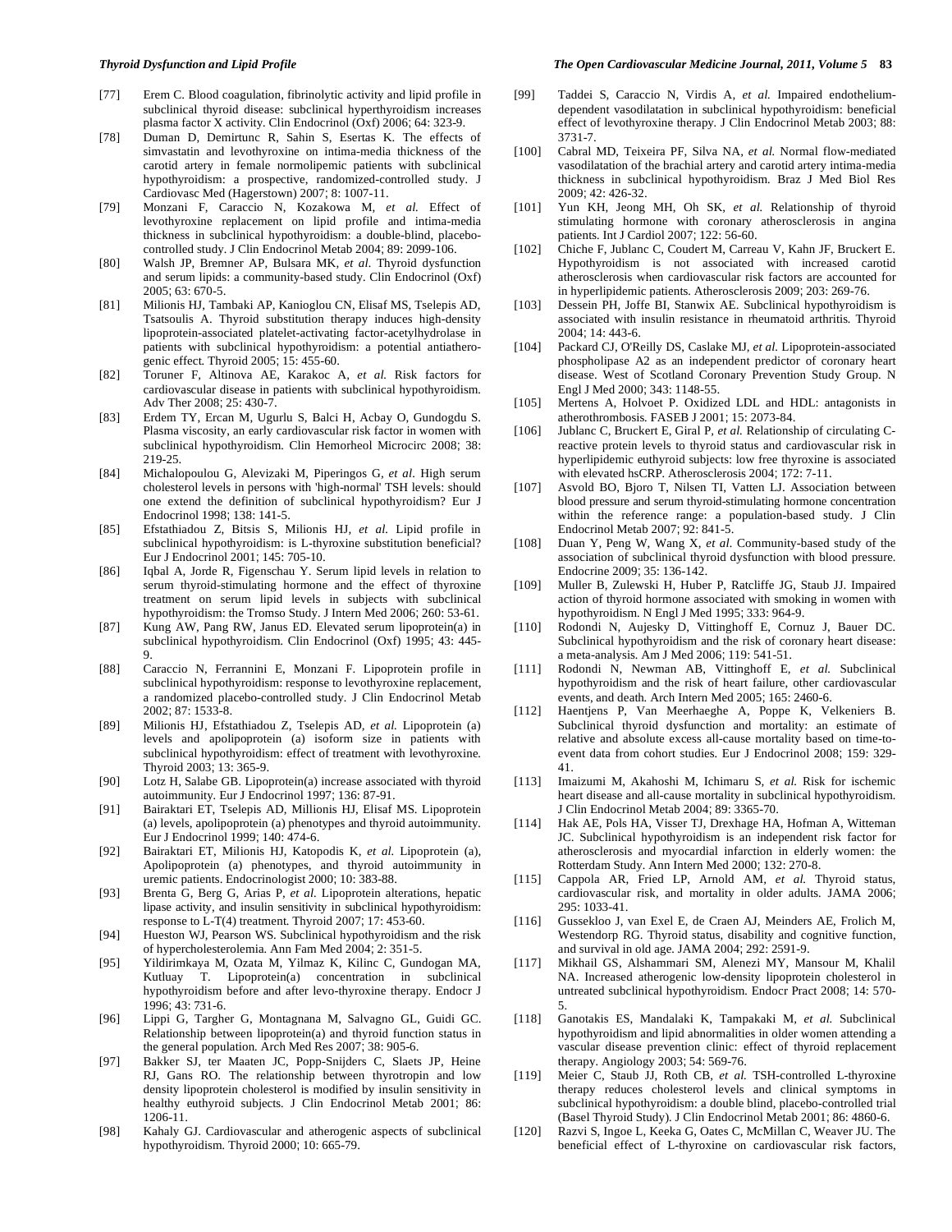[77] Erem C. Blood coagulation, fibrinolytic activity and lipid profile in subclinical thyroid disease: subclinical hyperthyroidism increases plasma factor X activity. Clin Endocrinol (Oxf) 2006; 64: 323-9.

[78] Duman D, Demirtunc R, Sahin S, Esertas K. The effects of simvastatin and levothyroxine on intima-media thickness of the carotid artery in female normolipemic patients with subclinical hypothyroidism: a prospective, randomized-controlled study. J Cardiovasc Med (Hagerstown) 2007; 8: 1007-11.

[79] Monzani F, Caraccio N, Kozakowa M, *et al.* Effect of levothyroxine replacement on lipid profile and intima-media thickness in subclinical hypothyroidism: a double-blind, placebo-controlled study. J Clin Endocrinol Metab 2004; 89: 2099-106.

[80] Walsh JP, Bremner AP, Bulsara MK, *et al.* Thyroid dysfunction and serum lipids: a community-based study. Clin Endocrinol (Oxf) 2005; 63: 670-5.

[81] Milionis HJ, Tambaki AP, Kanioglou CN, Elisaf MS, Tselepis AD, Tsatsoulis A. Thyroid substitution therapy induces high-density lipoprotein-associated platelet-activating factor-acetylhydrolase in patients with subclinical hypothyroidism: a potential antiatherogenic effect. Thyroid 2005; 15: 455-60.

[82] Toruner F, Altinova AE, Karakoc A, *et al.* Risk factors for cardiovascular disease in patients with subclinical hypothyroidism. Adv Ther 2008; 25: 430-7.

[83] Erdem TY, Ercan M, Ugurlu S, Balci H, Acbay O, Gundogdu S. Plasma viscosity, an early cardiovascular risk factor in women with subclinical hypothyroidism. Clin Hemorheol Microcirc 2008; 38: 219-25.

[84] Michalopoulou G, Alevizaki M, Piperingos G, *et al.* High serum cholesterol levels in persons with 'high-normal' TSH levels: should one extend the definition of subclinical hypothyroidism? Eur J Endocrinol 1998; 138: 141-5.

[85] Efstathiadou Z, Bitsis S, Milionis HJ, *et al.* Lipid profile in subclinical hypothyroidism: is L-thyroxine substitution beneficial? Eur J Endocrinol 2001; 145: 705-10.

[86] Iqbal A, Jorde R, Figenschau Y. Serum lipid levels in relation to serum thyroid-stimulating hormone and the effect of thyroxine treatment on serum lipid levels in subjects with subclinical hypothyroidism: the Tromso Study. J Intern Med 2006; 260: 53-61.

[87] Kung AW, Pang RW, Janus ED. Elevated serum lipoprotein(a) in subclinical hypothyroidism. Clin Endocrinol (Oxf) 1995; 43: 445-9.

[88] Caraccio N, Ferrannini E, Monzani F. Lipoprotein profile in subclinical hypothyroidism: response to levothyroxine replacement, a randomized placebo-controlled study. J Clin Endocrinol Metab 2002; 87: 1533-8.

[89] Milionis HJ, Efstathiadou Z, Tselepis AD, *et al.* Lipoprotein (a) levels and apolipoprotein (a) isoform size in patients with subclinical hypothyroidism: effect of treatment with levothyroxine. Thyroid 2003; 13: 365-9.

[90] Lotz H, Salabe GB. Lipoprotein(a) increase associated with thyroid autoimmunity. Eur J Endocrinol 1997; 136: 87-91.

[91] Bairaktari ET, Tselepis AD, Millionis HJ, Elisaf MS. Lipoprotein (a) levels, apolipoprotein (a) phenotypes and thyroid autoimmunity. Eur J Endocrinol 1999; 140: 474-6.

[92] Bairaktari ET, Milionis HJ, Katopodis K, *et al.* Lipoprotein (a), Apolipoprotein (a) phenotypes, and thyroid autoimmunity in uremic patients. Endocrinologist 2000; 10: 383-88.

[93] Brenta G, Berg G, Arias P, *et al.* Lipoprotein alterations, hepatic lipase activity, and insulin sensitivity in subclinical hypothyroidism: response to L-T(4) treatment. Thyroid 2007; 17: 453-60.

[94] Hueston WJ, Pearson WS. Subclinical hypothyroidism and the risk of hypercholesterolemia. Ann Fam Med 2004; 2: 351-5.

[95] Yildirimkaya M, Ozata M, Yilmaz K, Kilinc C, Gundogan MA, Kutluay T. Lipoprotein(a) concentration in subclinical hypothyroidism before and after levo-thyroxine therapy. Endocr J 1996; 43: 731-6.

[96] Lippi G, Targher G, Montagnana M, Salvagno GL, Guidi GC. Relationship between lipoprotein(a) and thyroid function status in the general population. Arch Med Res 2007; 38: 905-6.

[97] Bakker SJ, ter Maaten JC, Popp-Snijders C, Slaets JP, Heine RJ, Gans RO. The relationship between thyrotropin and low density lipoprotein cholesterol is modified by insulin sensitivity in healthy euthyroid subjects. J Clin Endocrinol Metab 2001; 86: 1206-11.

[98] Kahaly GJ. Cardiovascular and atherogenic aspects of subclinical hypothyroidism. Thyroid 2000; 10: 665-79.

[99] Taddei S, Caraccio N, Virdis A, *et al.* Impaired endothelium-dependent vasodilatation in subclinical hypothyroidism: beneficial effect of levothyroxine therapy. J Clin Endocrinol Metab 2003; 88: 3731-7.

[100] Cabral MD, Teixeira PF, Silva NA, *et al.* Normal flow-mediated vasodilatation of the brachial artery and carotid artery intima-media thickness in subclinical hypothyroidism. Braz J Med Biol Res 2009; 42: 426-32.

[101] Yun KH, Jeong MH, Oh SK, *et al.* Relationship of thyroid stimulating hormone with coronary atherosclerosis in angina patients. Int J Cardiol 2007; 122: 56-60.

[102] Chiche F, Jublanc C, Coudert M, Carreau V, Kahn JF, Bruckert E. Hypothyroidism is not associated with increased carotid atherosclerosis when cardiovascular risk factors are accounted for in hyperlipidemic patients. Atherosclerosis 2009; 203: 269-76.

[103] Dessein PH, Joffe BI, Stanwix AE. Subclinical hypothyroidism is associated with insulin resistance in rheumatoid arthritis. Thyroid 2004; 14: 443-6.

[104] Packard CJ, O'Reilly DS, Caslake MJ, *et al.* Lipoprotein-associated phospholipase A2 as an independent predictor of coronary heart disease. West of Scotland Coronary Prevention Study Group. N Engl J Med 2000; 343: 1148-55.

[105] Mertens A, Holvoet P. Oxidized LDL and HDL: antagonists in atherothrombosis. FASEB J 2001; 15: 2073-84.

[106] Jublanc C, Bruckert E, Giral P, *et al.* Relationship of circulating C-reactive protein levels to thyroid status and cardiovascular risk in hyperlipidemic euthyroid subjects: low free thyroxine is associated with elevated hsCRP. Atherosclerosis 2004; 172: 7-11.

[107] Asvold BO, Bjoro T, Nilsen TI, Vatten LJ. Association between blood pressure and serum thyroid-stimulating hormone concentration within the reference range: a population-based study. J Clin Endocrinol Metab 2007; 92: 841-5.

[108] Duan Y, Peng W, Wang X, *et al.* Community-based study of the association of subclinical thyroid dysfunction with blood pressure. Endocrine 2009; 35: 136-142.

[109] Muller B, Zulewski H, Huber P, Ratcliffe JG, Staub JJ. Impaired action of thyroid hormone associated with smoking in women with hypothyroidism. N Engl J Med 1995; 333: 964-9.

[110] Rodondi N, Aujesky D, Vittinghoff E, Cornuz J, Bauer DC. Subclinical hypothyroidism and the risk of coronary heart disease: a meta-analysis. Am J Med 2006; 119: 541-51.

[111] Rodondi N, Newman AB, Vittinghoff E, *et al.* Subclinical hypothyroidism and the risk of heart failure, other cardiovascular events, and death. Arch Intern Med 2005; 165: 2460-6.

[112] Haentjens P, Van Meerhaeghe A, Poppe K, Velkeniers B. Subclinical thyroid dysfunction and mortality: an estimate of relative and absolute excess all-cause mortality based on time-to-event data from cohort studies. Eur J Endocrinol 2008; 159: 329-41.

[113] Imaizumi M, Akahoshi M, Ichimaru S, *et al.* Risk for ischemic heart disease and all-cause mortality in subclinical hypothyroidism. J Clin Endocrinol Metab 2004; 89: 3365-70.

[114] Hak AE, Pols HA, Visser TJ, Drexhage HA, Hofman A, Witteman JC. Subclinical hypothyroidism is an independent risk factor for atherosclerosis and myocardial infarction in elderly women: the Rotterdam Study. Ann Intern Med 2000; 132: 270-8.

[115] Cappola AR, Fried LP, Arnold AM, *et al.* Thyroid status, cardiovascular risk, and mortality in older adults. JAMA 2006; 295: 1033-41.

[116] Gussekloo J, van Exel E, de Craen AJ, Meinders AE, Frolich M, Westendorp RG. Thyroid status, disability and cognitive function, and survival in old age. JAMA 2004; 292: 2591-9.

[117] Mikhail GS, Alshammari SM, Alenezi MY, Mansour M, Khalil NA. Increased atherogenic low-density lipoprotein cholesterol in untreated subclinical hypothyroidism. Endocr Pract 2008; 14: 570-5.

[118] Ganotakis ES, Mandalaki K, Tampakaki M, *et al.* Subclinical hypothyroidism and lipid abnormalities in older women attending a vascular disease prevention clinic: effect of thyroid replacement therapy. Angiology 2003; 54: 569-76.

[119] Meier C, Staub JJ, Roth CB, *et al.* TSH-controlled L-thyroxine therapy reduces cholesterol levels and clinical symptoms in subclinical hypothyroidism: a double blind, placebo-controlled trial (Basel Thyroid Study). J Clin Endocrinol Metab 2001; 86: 4860-6.

[120] Razvi S, Ingoe L, Keeka G, Oates C, McMillan C, Weaver JU. The beneficial effect of L-thyroxine on cardiovascular risk factors,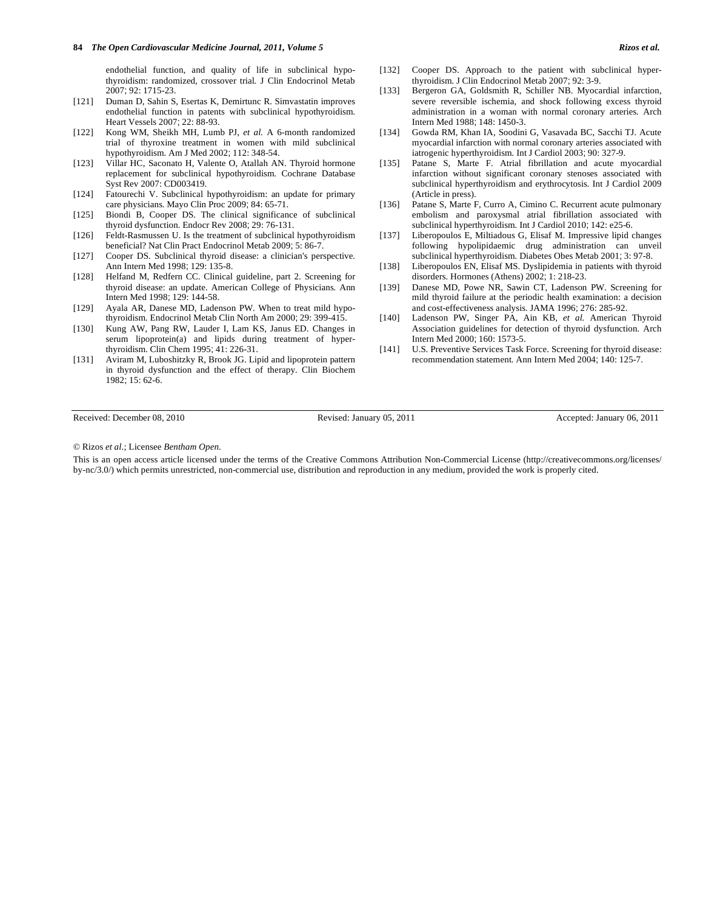endothelial function, and quality of life in subclinical hypothyroidism: randomized, crossover trial. J Clin Endocrinol Metab 2007; 92: 1715-23.

[121] Duman D, Sahin S, Esertas K, Demirtunc R. Simvastatin improves endothelial function in patents with subclinical hypothyroidism. Heart Vessels 2007; 22: 88-93.

[122] Kong WM, Sheikh MH, Lumb PJ, *et al.* A 6-month randomized trial of thyroxine treatment in women with mild subclinical hypothyroidism. Am J Med 2002; 112: 348-54.

[123] Villar HC, Saconato H, Valente O, Atallah AN. Thyroid hormone replacement for subclinical hypothyroidism. Cochrane Database Syst Rev 2007: CD003419.

[124] Fatourechi V. Subclinical hypothyroidism: an update for primary care physicians. Mayo Clin Proc 2009; 84: 65-71.

[125] Biondi B, Cooper DS. The clinical significance of subclinical thyroid dysfunction. Endocr Rev 2008; 29: 76-131.

[126] Feldt-Rasmussen U. Is the treatment of subclinical hypothyroidism beneficial? Nat Clin Pract Endocrinol Metab 2009; 5: 86-7.

[127] Cooper DS. Subclinical thyroid disease: a clinician's perspective. Ann Intern Med 1998; 129: 135-8.

[128] Helfand M, Redfern CC. Clinical guideline, part 2. Screening for thyroid disease: an update. American College of Physicians. Ann Intern Med 1998; 129: 144-58.

[129] Ayala AR, Danese MD, Ladenson PW. When to treat mild hypothyroidism. Endocrinol Metab Clin North Am 2000; 29: 399-415.

[130] Kung AW, Pang RW, Lauder I, Lam KS, Janus ED. Changes in serum lipoprotein(a) and lipids during treatment of hyperthyroidism. Clin Chem 1995; 41: 226-31.

[131] Aviram M, Luboshitzky R, Brook JG. Lipid and lipoprotein pattern in thyroid dysfunction and the effect of therapy. Clin Biochem 1982; 15: 62-6.

[132] Cooper DS. Approach to the patient with subclinical hyperthyroidism. J Clin Endocrinol Metab 2007; 92: 3-9.

[133] Bergeron GA, Goldsmith R, Schiller NB. Myocardial infarction, severe reversible ischemia, and shock following excess thyroid administration in a woman with normal coronary arteries. Arch Intern Med 1988; 148: 1450-3.

[134] Gowda RM, Khan IA, Soodini G, Vasavada BC, Sacchi TJ. Acute myocardial infarction with normal coronary arteries associated with iatrogenic hyperthyroidism. Int J Cardiol 2003; 90: 327-9.

[135] Patane S, Marte F. Atrial fibrillation and acute myocardial infarction without significant coronary stenoses associated with subclinical hyperthyroidism and erythrocytosis. Int J Cardiol 2009 (Article in press).

[136] Patane S, Marte F, Curro A, Cimino C. Recurrent acute pulmonary embolism and paroxysmal atrial fibrillation associated with subclinical hyperthyroidism. Int J Cardiol 2010; 142: e25-6.

[137] Liberopoulos E, Miltiadous G, Elisaf M. Impressive lipid changes following hypolipidaemic drug administration can unveil subclinical hyperthyroidism. Diabetes Obes Metab 2001; 3: 97-8.

[138] Liberopoulos EN, Elisaf MS. Dyslipidemia in patients with thyroid disorders. Hormones (Athens) 2002; 1: 218-23.

[139] Danese MD, Powe NR, Sawin CT, Ladenson PW. Screening for mild thyroid failure at the periodic health examination: a decision and cost-effectiveness analysis. JAMA 1996; 276: 285-92.

[140] Ladenson PW, Singer PA, Ain KB, *et al.* American Thyroid Association guidelines for detection of thyroid dysfunction. Arch Intern Med 2000; 160: 1573-5.

[141] U.S. Preventive Services Task Force. Screening for thyroid disease: recommendation statement. Ann Intern Med 2004; 140: 125-7.

Received: December 08, 2010 Revised: January 05, 2011 Accepted: January 06, 2011

© Rizos *et al.*; Licensee *Bentham Open.*

This is an open access article licensed under the terms of the Creative Commons Attribution Non-Commercial License (http://creativecommons.org/licenses/by-nc/3.0/) which permits unrestricted, non-commercial use, distribution and reproduction in any medium, provided the work is properly cited.